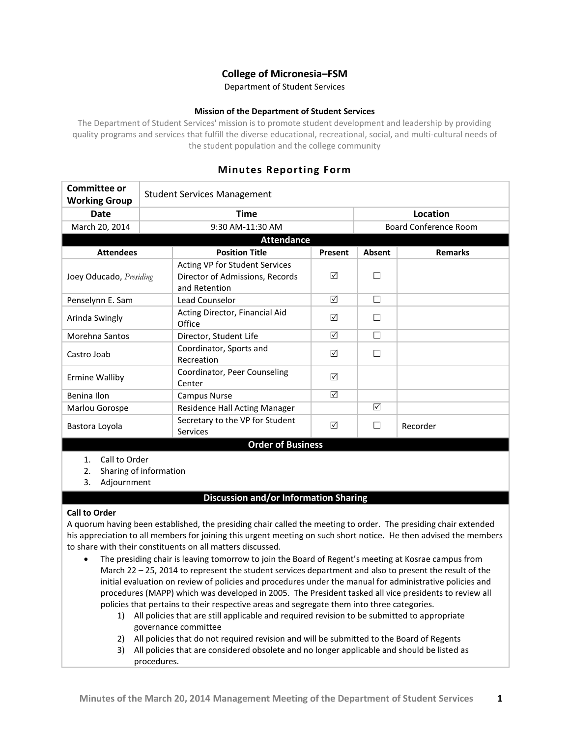# College of Micronesia–FSM

Department of Student Services

**Mission of the Department of Student Services**

The Department of Student Services' mission is to promote student development and leadership by providing quality programs and services that fulfill the diverse educational, recreational, social, and multi-cultural needs of the student population and the college community

## Minutes Reporting Form

| Committee or Working Group | Student Services Management | |
|---|---|---|
| **Date** | **Time** | **Location** |
| March 20, 2014 | 9:30 AM-11:30 AM | Board Conference Room |

**Attendance**

| Attendees | Position Title | Present | Absent | Remarks |
|---|---|---|---|---|
| Joey Oducado, *Presiding* | Acting VP for Student Services Director of Admissions, Records and Retention | ☑ | ☐ | |
| Penselynn E. Sam | Lead Counselor | ☑ | ☐ | |
| Arinda Swingly | Acting Director, Financial Aid Office | ☑ | ☐ | |
| Morehna Santos | Director, Student Life | ☑ | ☐ | |
| Castro Joab | Coordinator, Sports and Recreation | ☑ | ☐ | |
| Ermine Walliby | Coordinator, Peer Counseling Center | ☑ | | |
| Benina Ilon | Campus Nurse | ☑ | | |
| Marlou Gorospe | Residence Hall Acting Manager | | ☑ | |
| Bastora Loyola | Secretary to the VP for Student Services | ☑ | ☐ | Recorder |

**Order of Business**

1. Call to Order
2. Sharing of information
3. Adjournment

**Discussion and/or Information Sharing**

**Call to Order**

A quorum having been established, the presiding chair called the meeting to order. The presiding chair extended his appreciation to all members for joining this urgent meeting on such short notice. He then advised the members to share with their constituents on all matters discussed.

- The presiding chair is leaving tomorrow to join the Board of Regent's meeting at Kosrae campus from March 22 – 25, 2014 to represent the student services department and also to present the result of the initial evaluation on review of policies and procedures under the manual for administrative policies and procedures (MAPP) which was developed in 2005. The President tasked all vice presidents to review all policies that pertains to their respective areas and segregate them into three categories.
    1) All policies that are still applicable and required revision to be submitted to appropriate governance committee
    2) All policies that do not required revision and will be submitted to the Board of Regents
    3) All policies that are considered obsolete and no longer applicable and should be listed as procedures.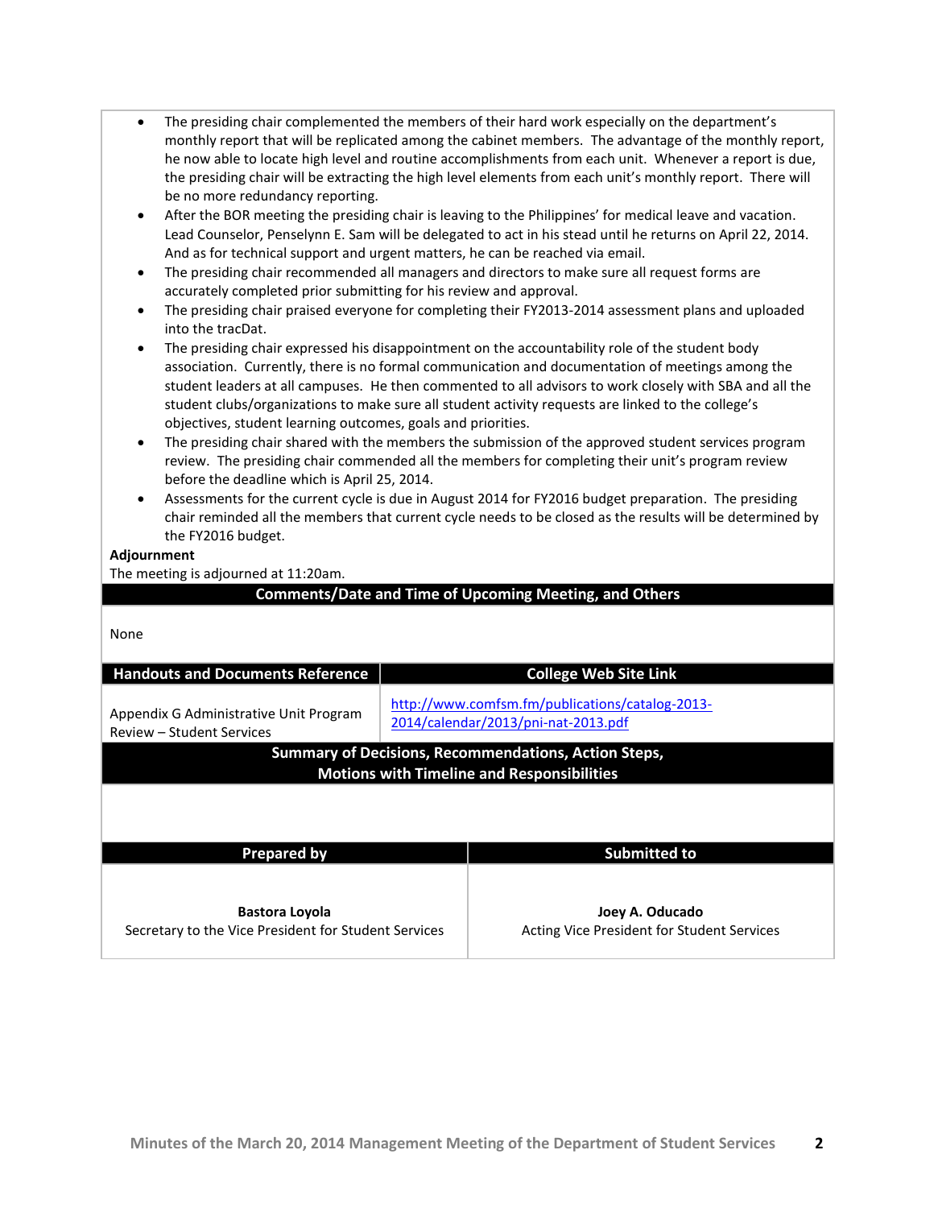- The presiding chair complemented the members of their hard work especially on the department's monthly report that will be replicated among the cabinet members. The advantage of the monthly report, he now able to locate high level and routine accomplishments from each unit. Whenever a report is due, the presiding chair will be extracting the high level elements from each unit's monthly report. There will be no more redundancy reporting.
- After the BOR meeting the presiding chair is leaving to the Philippines' for medical leave and vacation. Lead Counselor, Penselynn E. Sam will be delegated to act in his stead until he returns on April 22, 2014. And as for technical support and urgent matters, he can be reached via email.
- The presiding chair recommended all managers and directors to make sure all request forms are accurately completed prior submitting for his review and approval.
- The presiding chair praised everyone for completing their FY2013-2014 assessment plans and uploaded into the tracDat.
- The presiding chair expressed his disappointment on the accountability role of the student body association. Currently, there is no formal communication and documentation of meetings among the student leaders at all campuses. He then commented to all advisors to work closely with SBA and all the student clubs/organizations to make sure all student activity requests are linked to the college's objectives, student learning outcomes, goals and priorities.
- The presiding chair shared with the members the submission of the approved student services program review. The presiding chair commended all the members for completing their unit's program review before the deadline which is April 25, 2014.
- Assessments for the current cycle is due in August 2014 for FY2016 budget preparation. The presiding chair reminded all the members that current cycle needs to be closed as the results will be determined by the FY2016 budget.

**Adjournment**

The meeting is adjourned at 11:20am.

| Comments/Date and Time of Upcoming Meeting, and Others |
|---|
| None |

| Handouts and Documents Reference | College Web Site Link |
|---|---|
| Appendix G Administrative Unit Program Review – Student Services | http://www.comfsm.fm/publications/catalog-2013-2014/calendar/2013/pni-nat-2013.pdf |

| Summary of Decisions, Recommendations, Action Steps, Motions with Timeline and Responsibilities |
|---|
| |

| Prepared by | Submitted to |
|---|---|
| **Bastora Loyola**<br>Secretary to the Vice President for Student Services | **Joey A. Oducado**<br>Acting Vice President for Student Services |